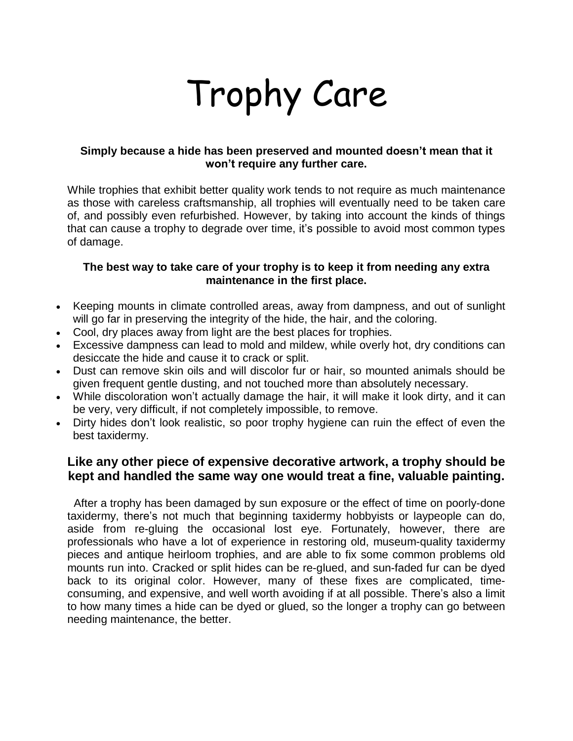# Trophy Care

**Simply because a hide has been preserved and mounted doesn't mean that it won't require any further care.**

While trophies that exhibit better quality work tends to not require as much maintenance as those with careless craftsmanship, all trophies will eventually need to be taken care of, and possibly even refurbished. However, by taking into account the kinds of things that can cause a trophy to degrade over time, it's possible to avoid most common types of damage.

**The best way to take care of your trophy is to keep it from needing any extra maintenance in the first place.**

- Keeping mounts in climate controlled areas, away from dampness, and out of sunlight will go far in preserving the integrity of the hide, the hair, and the coloring.
- Cool, dry places away from light are the best places for trophies.
- Excessive dampness can lead to mold and mildew, while overly hot, dry conditions can desiccate the hide and cause it to crack or split.
- Dust can remove skin oils and will discolor fur or hair, so mounted animals should be given frequent gentle dusting, and not touched more than absolutely necessary.
- While discoloration won't actually damage the hair, it will make it look dirty, and it can be very, very difficult, if not completely impossible, to remove.
- Dirty hides don't look realistic, so poor trophy hygiene can ruin the effect of even the best taxidermy.

## Like any other piece of expensive decorative artwork, a trophy should be kept and handled the same way one would treat a fine, valuable painting.

After a trophy has been damaged by sun exposure or the effect of time on poorly-done taxidermy, there's not much that beginning taxidermy hobbyists or laypeople can do, aside from re-gluing the occasional lost eye. Fortunately, however, there are professionals who have a lot of experience in restoring old, museum-quality taxidermy pieces and antique heirloom trophies, and are able to fix some common problems old mounts run into. Cracked or split hides can be re-glued, and sun-faded fur can be dyed back to its original color. However, many of these fixes are complicated, time-consuming, and expensive, and well worth avoiding if at all possible. There's also a limit to how many times a hide can be dyed or glued, so the longer a trophy can go between needing maintenance, the better.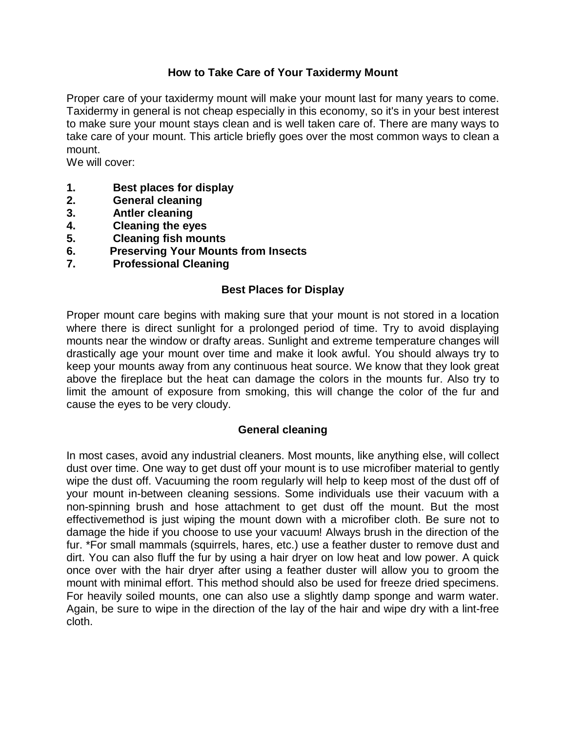## How to Take Care of Your Taxidermy Mount

Proper care of your taxidermy mount will make your mount last for many years to come. Taxidermy in general is not cheap especially in this economy, so it's in your best interest to make sure your mount stays clean and is well taken care of. There are many ways to take care of your mount. This article briefly goes over the most common ways to clean a mount.

We will cover:

1. **Best places for display**
2. **General cleaning**
3. **Antler cleaning**
4. **Cleaning the eyes**
5. **Cleaning fish mounts**
6. **Preserving Your Mounts from Insects**
7. **Professional Cleaning**

### Best Places for Display

Proper mount care begins with making sure that your mount is not stored in a location where there is direct sunlight for a prolonged period of time. Try to avoid displaying mounts near the window or drafty areas. Sunlight and extreme temperature changes will drastically age your mount over time and make it look awful. You should always try to keep your mounts away from any continuous heat source. We know that they look great above the fireplace but the heat can damage the colors in the mounts fur. Also try to limit the amount of exposure from smoking, this will change the color of the fur and cause the eyes to be very cloudy.

### General cleaning

In most cases, avoid any industrial cleaners. Most mounts, like anything else, will collect dust over time. One way to get dust off your mount is to use microfiber material to gently wipe the dust off. Vacuuming the room regularly will help to keep most of the dust off of your mount in-between cleaning sessions. Some individuals use their vacuum with a non-spinning brush and hose attachment to get dust off the mount. But the most effectivemethod is just wiping the mount down with a microfiber cloth. Be sure not to damage the hide if you choose to use your vacuum! Always brush in the direction of the fur. *For small mammals (squirrels, hares, etc.) use a feather duster to remove dust and dirt. You can also fluff the fur by using a hair dryer on low heat and low power. A quick once over with the hair dryer after using a feather duster will allow you to groom the mount with minimal effort. This method should also be used for freeze dried specimens. For heavily soiled mounts, one can also use a slightly damp sponge and warm water. Again, be sure to wipe in the direction of the lay of the hair and wipe dry with a lint-free cloth.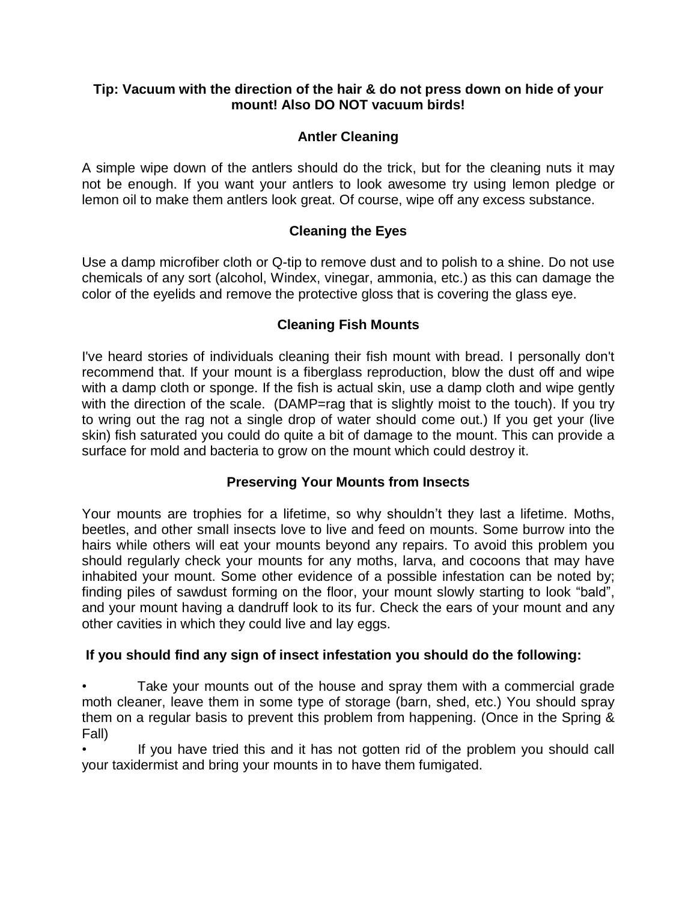**Tip: Vacuum with the direction of the hair & do not press down on hide of your mount! Also DO NOT vacuum birds!**

## Antler Cleaning

A simple wipe down of the antlers should do the trick, but for the cleaning nuts it may not be enough. If you want your antlers to look awesome try using lemon pledge or lemon oil to make them antlers look great. Of course, wipe off any excess substance.

## Cleaning the Eyes

Use a damp microfiber cloth or Q-tip to remove dust and to polish to a shine. Do not use chemicals of any sort (alcohol, Windex, vinegar, ammonia, etc.) as this can damage the color of the eyelids and remove the protective gloss that is covering the glass eye.

## Cleaning Fish Mounts

I've heard stories of individuals cleaning their fish mount with bread. I personally don't recommend that. If your mount is a fiberglass reproduction, blow the dust off and wipe with a damp cloth or sponge. If the fish is actual skin, use a damp cloth and wipe gently with the direction of the scale. (DAMP=rag that is slightly moist to the touch). If you try to wring out the rag not a single drop of water should come out.) If you get your (live skin) fish saturated you could do quite a bit of damage to the mount. This can provide a surface for mold and bacteria to grow on the mount which could destroy it.

## Preserving Your Mounts from Insects

Your mounts are trophies for a lifetime, so why shouldn't they last a lifetime. Moths, beetles, and other small insects love to live and feed on mounts. Some burrow into the hairs while others will eat your mounts beyond any repairs. To avoid this problem you should regularly check your mounts for any moths, larva, and cocoons that may have inhabited your mount. Some other evidence of a possible infestation can be noted by; finding piles of sawdust forming on the floor, your mount slowly starting to look "bald", and your mount having a dandruff look to its fur. Check the ears of your mount and any other cavities in which they could live and lay eggs.

**If you should find any sign of insect infestation you should do the following:**

- Take your mounts out of the house and spray them with a commercial grade moth cleaner, leave them in some type of storage (barn, shed, etc.) You should spray them on a regular basis to prevent this problem from happening. (Once in the Spring & Fall)
- If you have tried this and it has not gotten rid of the problem you should call your taxidermist and bring your mounts in to have them fumigated.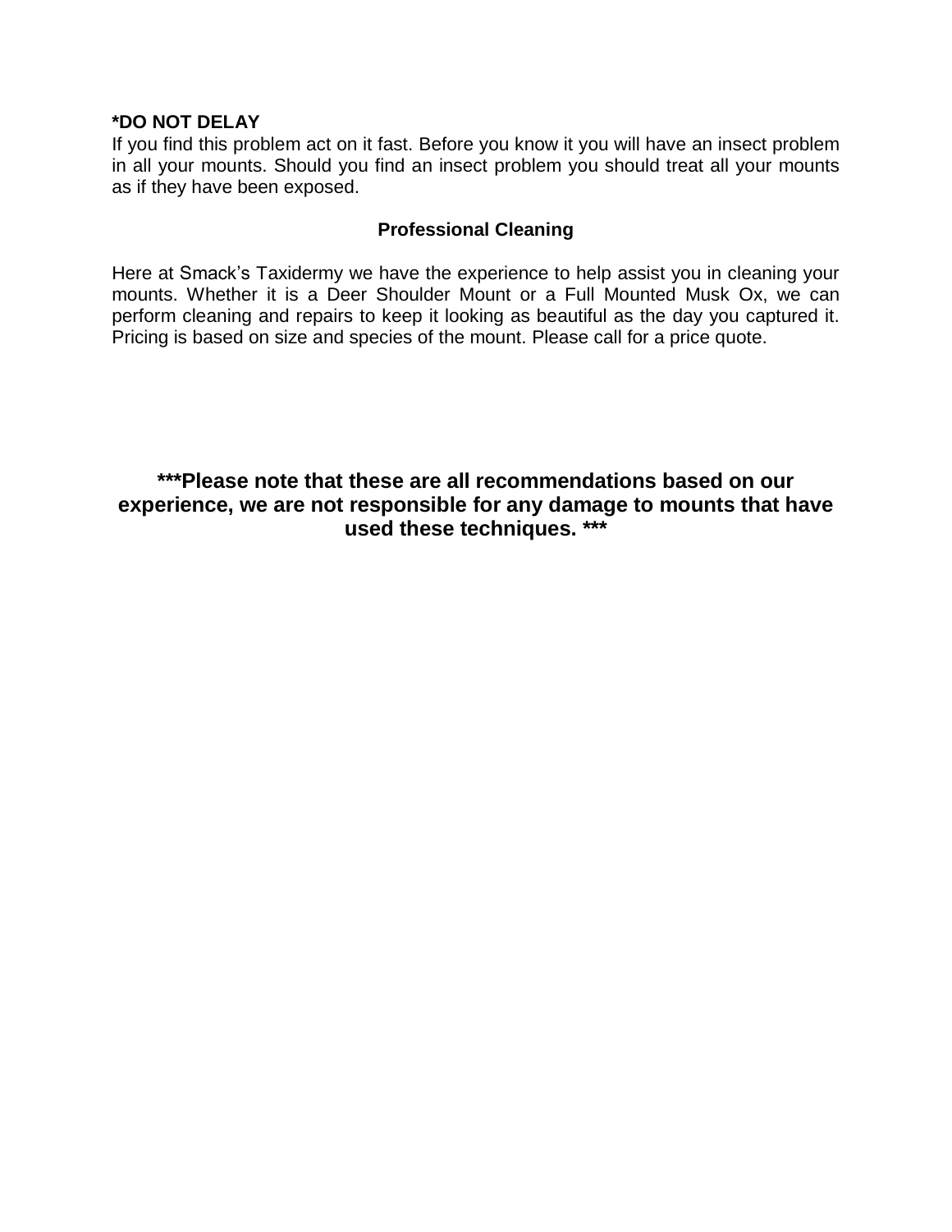**\*DO NOT DELAY**

If you find this problem act on it fast. Before you know it you will have an insect problem in all your mounts. Should you find an insect problem you should treat all your mounts as if they have been exposed.

**Professional Cleaning**

Here at Smack's Taxidermy we have the experience to help assist you in cleaning your mounts. Whether it is a Deer Shoulder Mount or a Full Mounted Musk Ox, we can perform cleaning and repairs to keep it looking as beautiful as the day you captured it. Pricing is based on size and species of the mount. Please call for a price quote.

**\*\*\*Please note that these are all recommendations based on our experience, we are not responsible for any damage to mounts that have used these techniques. \*\*\***